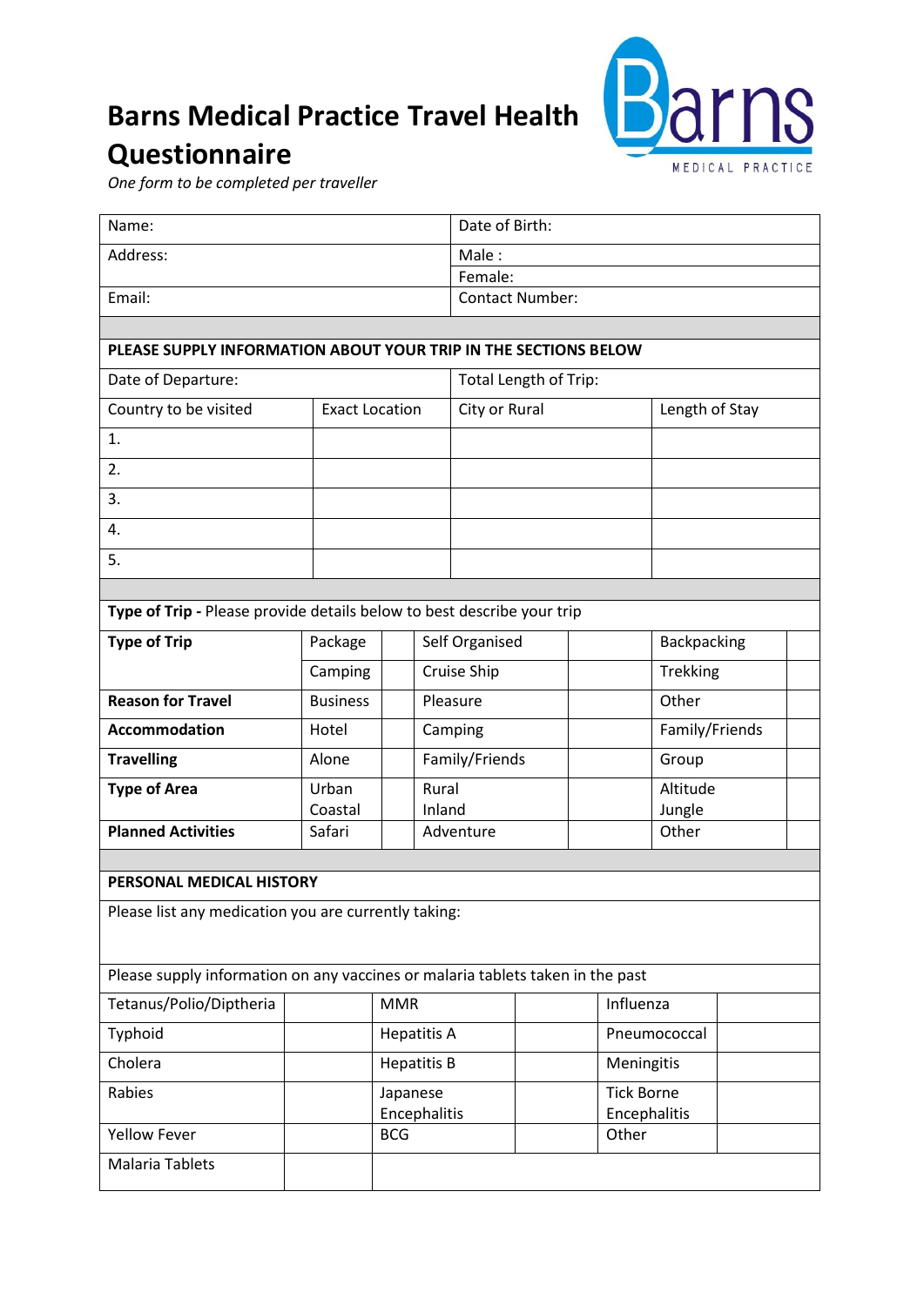# Barns Medical Practice Travel Health Questionnaire

*One form to be completed per traveller*

| Name: | Date of Birth: |
|---|---|
| Address: | Male :<br>Female: |
| Email: | Contact Number: |

**PLEASE SUPPLY INFORMATION ABOUT YOUR TRIP IN THE SECTIONS BELOW**

| Date of Departure: | | Total Length of Trip: | |
|---|---|---|---|
| Country to be visited | Exact Location | City or Rural | Length of Stay |
| 1. | | | |
| 2. | | | |
| 3. | | | |
| 4. | | | |
| 5. | | | |

**Type of Trip -** Please provide details below to best describe your trip

| | | | | | | |
|---|---|---|---|---|---|---|
| **Type of Trip** | Package | | Self Organised | | Backpacking | |
| | Camping | | Cruise Ship | | Trekking | |
| **Reason for Travel** | Business | | Pleasure | | Other | |
| **Accommodation** | Hotel | | Camping | | Family/Friends | |
| **Travelling** | Alone | | Family/Friends | | Group | |
| **Type of Area** | Urban<br>Coastal | | Rural<br>Inland | | Altitude<br>Jungle | |
| **Planned Activities** | Safari | | Adventure | | Other | |

**PERSONAL MEDICAL HISTORY**

Please list any medication you are currently taking:

Please supply information on any vaccines or malaria tablets taken in the past

| | | | | | |
|---|---|---|---|---|---|
| Tetanus/Polio/Diptheria | | MMR | | Influenza | |
| Typhoid | | Hepatitis A | | Pneumococcal | |
| Cholera | | Hepatitis B | | Meningitis | |
| Rabies | | Japanese Encephalitis | | Tick Borne Encephalitis | |
| Yellow Fever | | BCG | | Other | |
| Malaria Tablets | | | | | |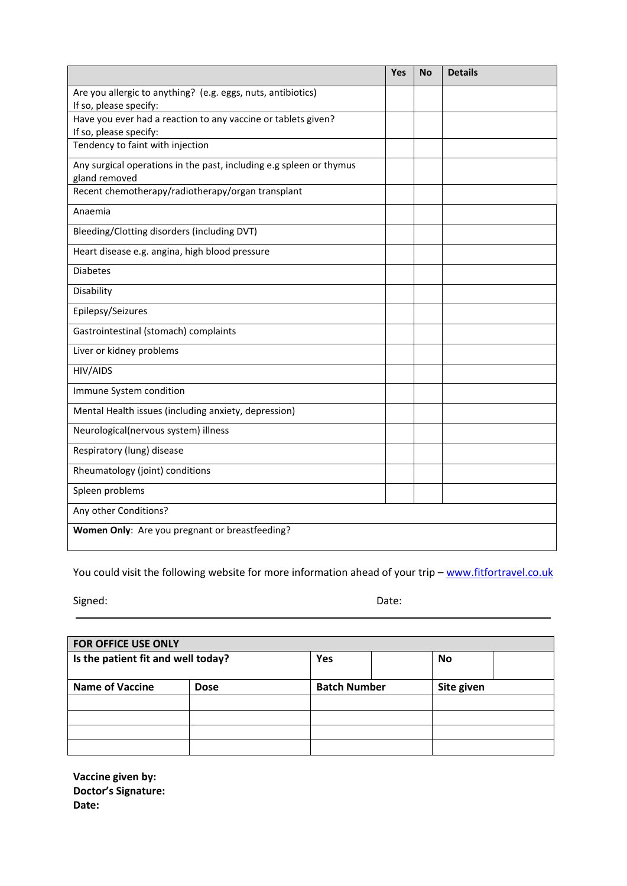| | Yes | No | Details |
|---|---|---|---|
| Are you allergic to anything? (e.g. eggs, nuts, antibiotics)<br>If so, please specify: | | | |
| Have you ever had a reaction to any vaccine or tablets given?<br>If so, please specify: | | | |
| Tendency to faint with injection | | | |
| Any surgical operations in the past, including e.g spleen or thymus gland removed | | | |
| Recent chemotherapy/radiotherapy/organ transplant | | | |
| Anaemia | | | |
| Bleeding/Clotting disorders (including DVT) | | | |
| Heart disease e.g. angina, high blood pressure | | | |
| Diabetes | | | |
| Disability | | | |
| Epilepsy/Seizures | | | |
| Gastrointestinal (stomach) complaints | | | |
| Liver or kidney problems | | | |
| HIV/AIDS | | | |
| Immune System condition | | | |
| Mental Health issues (including anxiety, depression) | | | |
| Neurological(nervous system) illness | | | |
| Respiratory (lung) disease | | | |
| Rheumatology (joint) conditions | | | |
| Spleen problems | | | |
| Any other Conditions? | | | |
| **Women Only**: Are you pregnant or breastfeeding? | | | |

You could visit the following website for more information ahead of your trip – www.fitfortravel.co.uk

Signed: Date:

---

| **FOR OFFICE USE ONLY** | | | |
|---|---|---|---|
| **Is the patient fit and well today?** | | **Yes** | **No** |
| **Name of Vaccine** | **Dose** | **Batch Number** | **Site given** |
| | | | |
| | | | |
| | | | |
| | | | |

**Vaccine given by:**
**Doctor's Signature:**
**Date:**